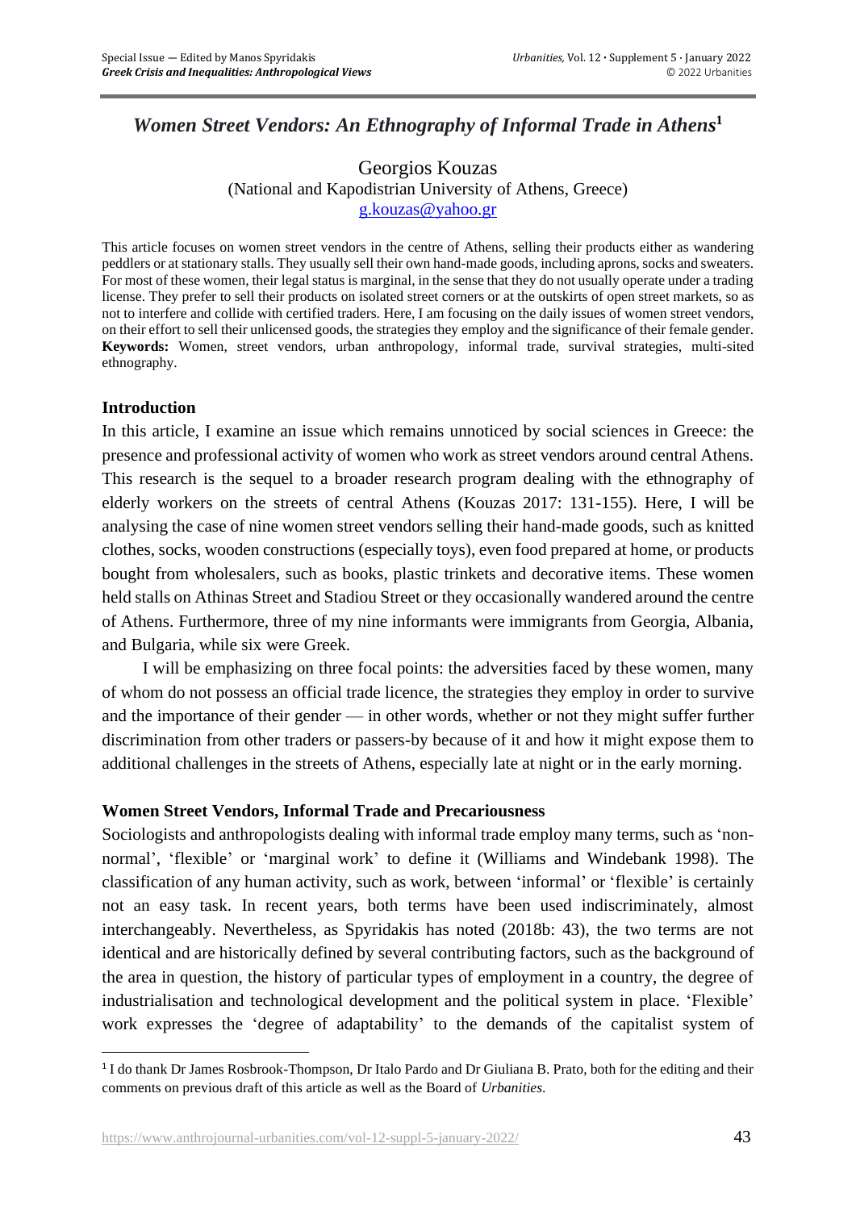# *Women Street Vendors: An Ethnography of Informal Trade in Athens*[1]

Georgios Kouzas
(National and Kapodistrian University of Athens, Greece)
g.kouzas@yahoo.gr

This article focuses on women street vendors in the centre of Athens, selling their products either as wandering peddlers or at stationary stalls. They usually sell their own hand-made goods, including aprons, socks and sweaters. For most of these women, their legal status is marginal, in the sense that they do not usually operate under a trading license. They prefer to sell their products on isolated street corners or at the outskirts of open street markets, so as not to interfere and collide with certified traders. Here, I am focusing on the daily issues of women street vendors, on their effort to sell their unlicensed goods, the strategies they employ and the significance of their female gender.

**Keywords:** Women, street vendors, urban anthropology, informal trade, survival strategies, multi-sited ethnography.

## Introduction

In this article, I examine an issue which remains unnoticed by social sciences in Greece: the presence and professional activity of women who work as street vendors around central Athens. This research is the sequel to a broader research program dealing with the ethnography of elderly workers on the streets of central Athens (Kouzas 2017: 131-155). Here, I will be analysing the case of nine women street vendors selling their hand-made goods, such as knitted clothes, socks, wooden constructions (especially toys), even food prepared at home, or products bought from wholesalers, such as books, plastic trinkets and decorative items. These women held stalls on Athinas Street and Stadiou Street or they occasionally wandered around the centre of Athens. Furthermore, three of my nine informants were immigrants from Georgia, Albania, and Bulgaria, while six were Greek.

I will be emphasizing on three focal points: the adversities faced by these women, many of whom do not possess an official trade licence, the strategies they employ in order to survive and the importance of their gender — in other words, whether or not they might suffer further discrimination from other traders or passers-by because of it and how it might expose them to additional challenges in the streets of Athens, especially late at night or in the early morning.

## Women Street Vendors, Informal Trade and Precariousness

Sociologists and anthropologists dealing with informal trade employ many terms, such as 'non-normal', 'flexible' or 'marginal work' to define it (Williams and Windebank 1998). The classification of any human activity, such as work, between 'informal' or 'flexible' is certainly not an easy task. In recent years, both terms have been used indiscriminately, almost interchangeably. Nevertheless, as Spyridakis has noted (2018b: 43), the two terms are not identical and are historically defined by several contributing factors, such as the background of the area in question, the history of particular types of employment in a country, the degree of industrialisation and technological development and the political system in place. 'Flexible' work expresses the 'degree of adaptability' to the demands of the capitalist system of

[1] I do thank Dr James Rosbrook-Thompson, Dr Italo Pardo and Dr Giuliana B. Prato, both for the editing and their comments on previous draft of this article as well as the Board of *Urbanities*.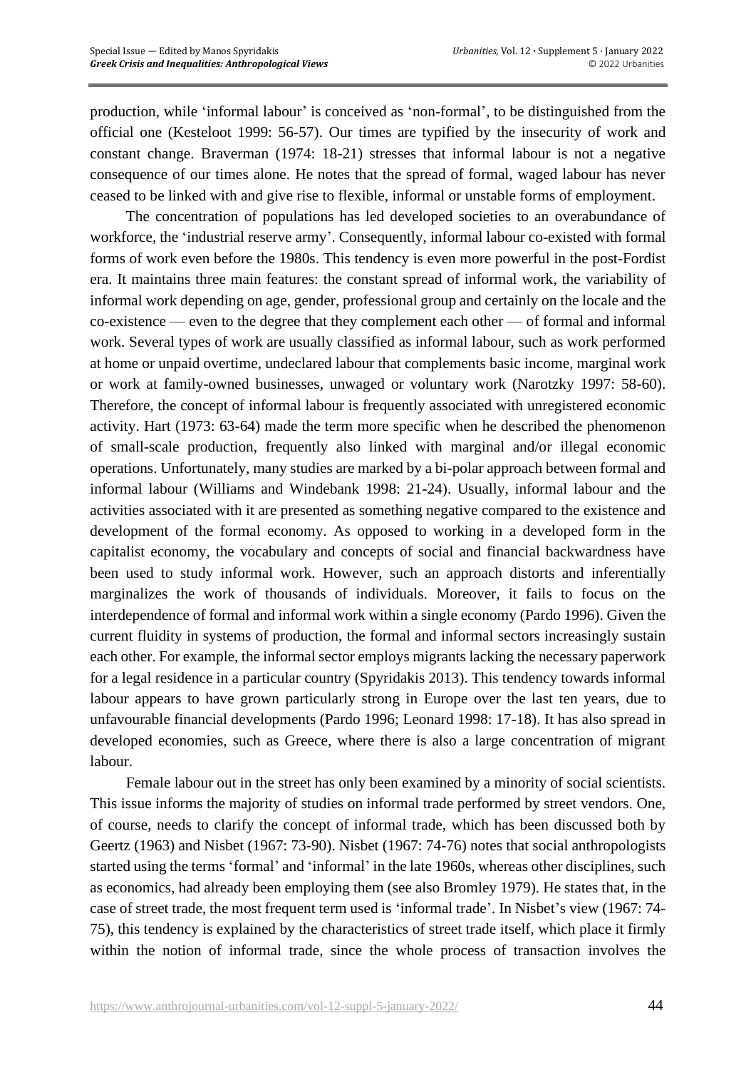production, while 'informal labour' is conceived as 'non-formal', to be distinguished from the official one (Kesteloot 1999: 56-57). Our times are typified by the insecurity of work and constant change. Braverman (1974: 18-21) stresses that informal labour is not a negative consequence of our times alone. He notes that the spread of formal, waged labour has never ceased to be linked with and give rise to flexible, informal or unstable forms of employment.

The concentration of populations has led developed societies to an overabundance of workforce, the 'industrial reserve army'. Consequently, informal labour co-existed with formal forms of work even before the 1980s. This tendency is even more powerful in the post-Fordist era. It maintains three main features: the constant spread of informal work, the variability of informal work depending on age, gender, professional group and certainly on the locale and the co-existence — even to the degree that they complement each other — of formal and informal work. Several types of work are usually classified as informal labour, such as work performed at home or unpaid overtime, undeclared labour that complements basic income, marginal work or work at family-owned businesses, unwaged or voluntary work (Narotzky 1997: 58-60). Therefore, the concept of informal labour is frequently associated with unregistered economic activity. Hart (1973: 63-64) made the term more specific when he described the phenomenon of small-scale production, frequently also linked with marginal and/or illegal economic operations. Unfortunately, many studies are marked by a bi-polar approach between formal and informal labour (Williams and Windebank 1998: 21-24). Usually, informal labour and the activities associated with it are presented as something negative compared to the existence and development of the formal economy. As opposed to working in a developed form in the capitalist economy, the vocabulary and concepts of social and financial backwardness have been used to study informal work. However, such an approach distorts and inferentially marginalizes the work of thousands of individuals. Moreover, it fails to focus on the interdependence of formal and informal work within a single economy (Pardo 1996). Given the current fluidity in systems of production, the formal and informal sectors increasingly sustain each other. For example, the informal sector employs migrants lacking the necessary paperwork for a legal residence in a particular country (Spyridakis 2013). This tendency towards informal labour appears to have grown particularly strong in Europe over the last ten years, due to unfavourable financial developments (Pardo 1996; Leonard 1998: 17-18). It has also spread in developed economies, such as Greece, where there is also a large concentration of migrant labour.

Female labour out in the street has only been examined by a minority of social scientists. This issue informs the majority of studies on informal trade performed by street vendors. One, of course, needs to clarify the concept of informal trade, which has been discussed both by Geertz (1963) and Nisbet (1967: 73-90). Nisbet (1967: 74-76) notes that social anthropologists started using the terms 'formal' and 'informal' in the late 1960s, whereas other disciplines, such as economics, had already been employing them (see also Bromley 1979). He states that, in the case of street trade, the most frequent term used is 'informal trade'. In Nisbet's view (1967: 74-75), this tendency is explained by the characteristics of street trade itself, which place it firmly within the notion of informal trade, since the whole process of transaction involves the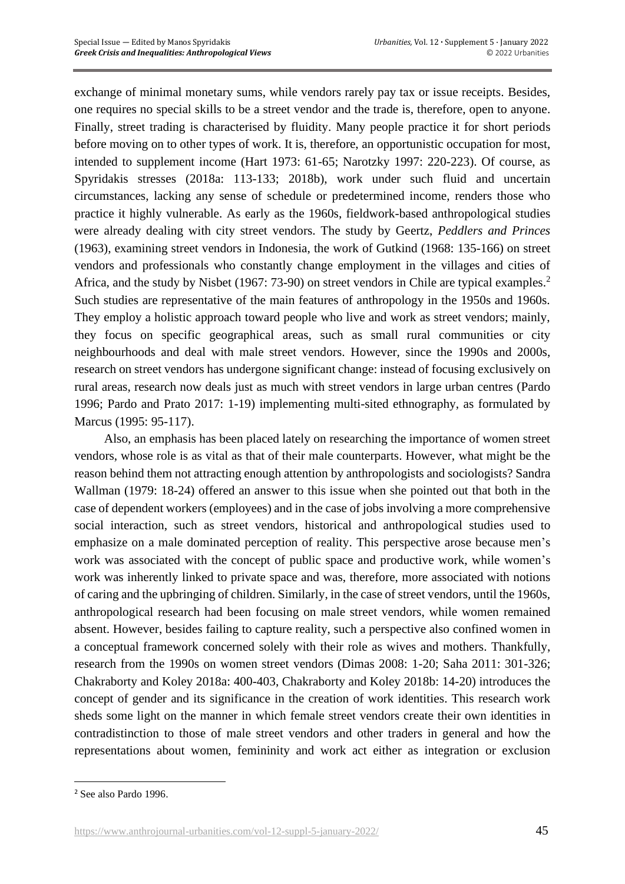exchange of minimal monetary sums, while vendors rarely pay tax or issue receipts. Besides, one requires no special skills to be a street vendor and the trade is, therefore, open to anyone. Finally, street trading is characterised by fluidity. Many people practice it for short periods before moving on to other types of work. It is, therefore, an opportunistic occupation for most, intended to supplement income (Hart 1973: 61-65; Narotzky 1997: 220-223). Of course, as Spyridakis stresses (2018a: 113-133; 2018b), work under such fluid and uncertain circumstances, lacking any sense of schedule or predetermined income, renders those who practice it highly vulnerable. As early as the 1960s, fieldwork-based anthropological studies were already dealing with city street vendors. The study by Geertz, *Peddlers and Princes* (1963), examining street vendors in Indonesia, the work of Gutkind (1968: 135-166) on street vendors and professionals who constantly change employment in the villages and cities of Africa, and the study by Nisbet (1967: 73-90) on street vendors in Chile are typical examples.[2] Such studies are representative of the main features of anthropology in the 1950s and 1960s. They employ a holistic approach toward people who live and work as street vendors; mainly, they focus on specific geographical areas, such as small rural communities or city neighbourhoods and deal with male street vendors. However, since the 1990s and 2000s, research on street vendors has undergone significant change: instead of focusing exclusively on rural areas, research now deals just as much with street vendors in large urban centres (Pardo 1996; Pardo and Prato 2017: 1-19) implementing multi-sited ethnography, as formulated by Marcus (1995: 95-117).

Also, an emphasis has been placed lately on researching the importance of women street vendors, whose role is as vital as that of their male counterparts. However, what might be the reason behind them not attracting enough attention by anthropologists and sociologists? Sandra Wallman (1979: 18-24) offered an answer to this issue when she pointed out that both in the case of dependent workers (employees) and in the case of jobs involving a more comprehensive social interaction, such as street vendors, historical and anthropological studies used to emphasize on a male dominated perception of reality. This perspective arose because men's work was associated with the concept of public space and productive work, while women's work was inherently linked to private space and was, therefore, more associated with notions of caring and the upbringing of children. Similarly, in the case of street vendors, until the 1960s, anthropological research had been focusing on male street vendors, while women remained absent. However, besides failing to capture reality, such a perspective also confined women in a conceptual framework concerned solely with their role as wives and mothers. Thankfully, research from the 1990s on women street vendors (Dimas 2008: 1-20; Saha 2011: 301-326; Chakraborty and Koley 2018a: 400-403, Chakraborty and Koley 2018b: 14-20) introduces the concept of gender and its significance in the creation of work identities. This research work sheds some light on the manner in which female street vendors create their own identities in contradistinction to those of male street vendors and other traders in general and how the representations about women, femininity and work act either as integration or exclusion

[2] See also Pardo 1996.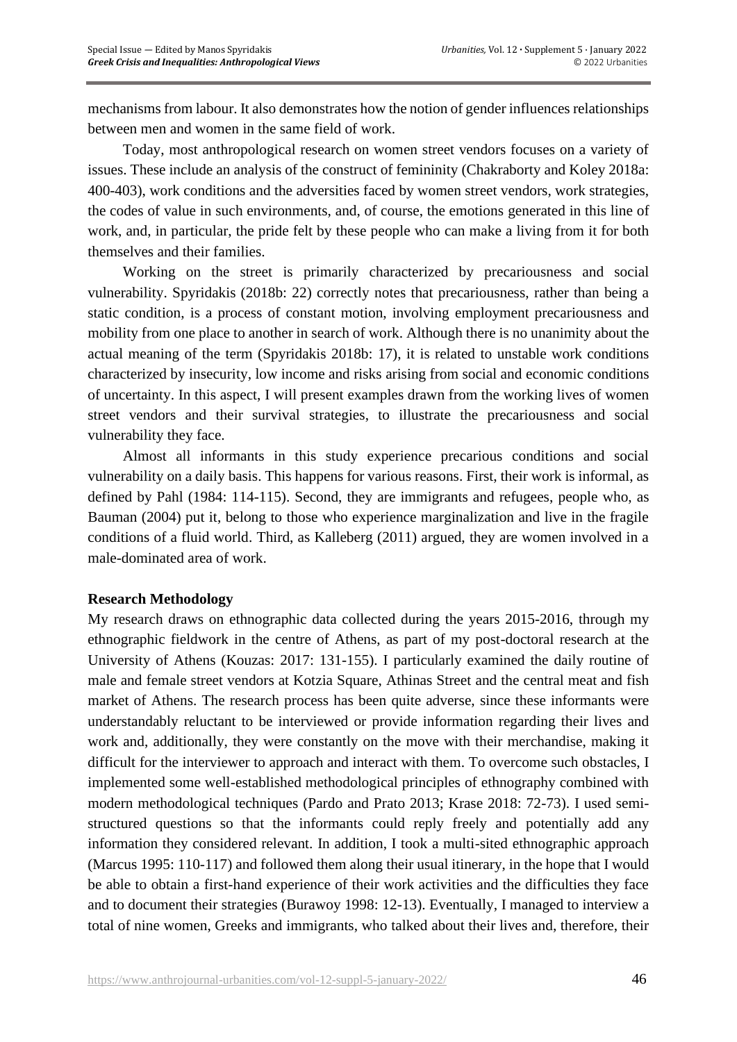mechanisms from labour. It also demonstrates how the notion of gender influences relationships between men and women in the same field of work.

Today, most anthropological research on women street vendors focuses on a variety of issues. These include an analysis of the construct of femininity (Chakraborty and Koley 2018a: 400-403), work conditions and the adversities faced by women street vendors, work strategies, the codes of value in such environments, and, of course, the emotions generated in this line of work, and, in particular, the pride felt by these people who can make a living from it for both themselves and their families.

Working on the street is primarily characterized by precariousness and social vulnerability. Spyridakis (2018b: 22) correctly notes that precariousness, rather than being a static condition, is a process of constant motion, involving employment precariousness and mobility from one place to another in search of work. Although there is no unanimity about the actual meaning of the term (Spyridakis 2018b: 17), it is related to unstable work conditions characterized by insecurity, low income and risks arising from social and economic conditions of uncertainty. In this aspect, I will present examples drawn from the working lives of women street vendors and their survival strategies, to illustrate the precariousness and social vulnerability they face.

Almost all informants in this study experience precarious conditions and social vulnerability on a daily basis. This happens for various reasons. First, their work is informal, as defined by Pahl (1984: 114-115). Second, they are immigrants and refugees, people who, as Bauman (2004) put it, belong to those who experience marginalization and live in the fragile conditions of a fluid world. Third, as Kalleberg (2011) argued, they are women involved in a male-dominated area of work.

**Research Methodology**

My research draws on ethnographic data collected during the years 2015-2016, through my ethnographic fieldwork in the centre of Athens, as part of my post-doctoral research at the University of Athens (Kouzas: 2017: 131-155). I particularly examined the daily routine of male and female street vendors at Kotzia Square, Athinas Street and the central meat and fish market of Athens. The research process has been quite adverse, since these informants were understandably reluctant to be interviewed or provide information regarding their lives and work and, additionally, they were constantly on the move with their merchandise, making it difficult for the interviewer to approach and interact with them. To overcome such obstacles, I implemented some well-established methodological principles of ethnography combined with modern methodological techniques (Pardo and Prato 2013; Krase 2018: 72-73). I used semi-structured questions so that the informants could reply freely and potentially add any information they considered relevant. In addition, I took a multi-sited ethnographic approach (Marcus 1995: 110-117) and followed them along their usual itinerary, in the hope that I would be able to obtain a first-hand experience of their work activities and the difficulties they face and to document their strategies (Burawoy 1998: 12-13). Eventually, I managed to interview a total of nine women, Greeks and immigrants, who talked about their lives and, therefore, their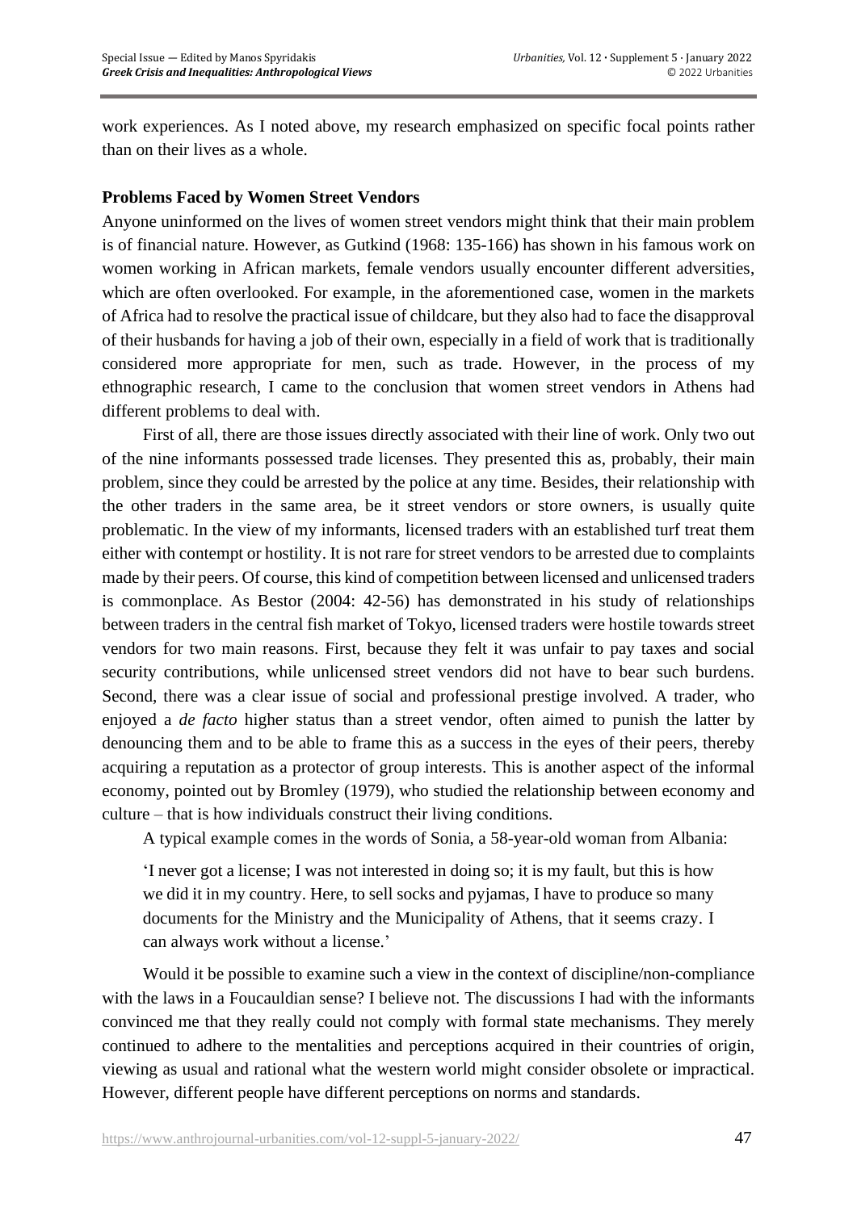work experiences. As I noted above, my research emphasized on specific focal points rather than on their lives as a whole.

## Problems Faced by Women Street Vendors

Anyone uninformed on the lives of women street vendors might think that their main problem is of financial nature. However, as Gutkind (1968: 135-166) has shown in his famous work on women working in African markets, female vendors usually encounter different adversities, which are often overlooked. For example, in the aforementioned case, women in the markets of Africa had to resolve the practical issue of childcare, but they also had to face the disapproval of their husbands for having a job of their own, especially in a field of work that is traditionally considered more appropriate for men, such as trade. However, in the process of my ethnographic research, I came to the conclusion that women street vendors in Athens had different problems to deal with.

First of all, there are those issues directly associated with their line of work. Only two out of the nine informants possessed trade licenses. They presented this as, probably, their main problem, since they could be arrested by the police at any time. Besides, their relationship with the other traders in the same area, be it street vendors or store owners, is usually quite problematic. In the view of my informants, licensed traders with an established turf treat them either with contempt or hostility. It is not rare for street vendors to be arrested due to complaints made by their peers. Of course, this kind of competition between licensed and unlicensed traders is commonplace. As Bestor (2004: 42-56) has demonstrated in his study of relationships between traders in the central fish market of Tokyo, licensed traders were hostile towards street vendors for two main reasons. First, because they felt it was unfair to pay taxes and social security contributions, while unlicensed street vendors did not have to bear such burdens. Second, there was a clear issue of social and professional prestige involved. A trader, who enjoyed a *de facto* higher status than a street vendor, often aimed to punish the latter by denouncing them and to be able to frame this as a success in the eyes of their peers, thereby acquiring a reputation as a protector of group interests. This is another aspect of the informal economy, pointed out by Bromley (1979), who studied the relationship between economy and culture – that is how individuals construct their living conditions.

A typical example comes in the words of Sonia, a 58-year-old woman from Albania:

> 'I never got a license; I was not interested in doing so; it is my fault, but this is how we did it in my country. Here, to sell socks and pyjamas, I have to produce so many documents for the Ministry and the Municipality of Athens, that it seems crazy. I can always work without a license.'

Would it be possible to examine such a view in the context of discipline/non-compliance with the laws in a Foucauldian sense? I believe not. The discussions I had with the informants convinced me that they really could not comply with formal state mechanisms. They merely continued to adhere to the mentalities and perceptions acquired in their countries of origin, viewing as usual and rational what the western world might consider obsolete or impractical. However, different people have different perceptions on norms and standards.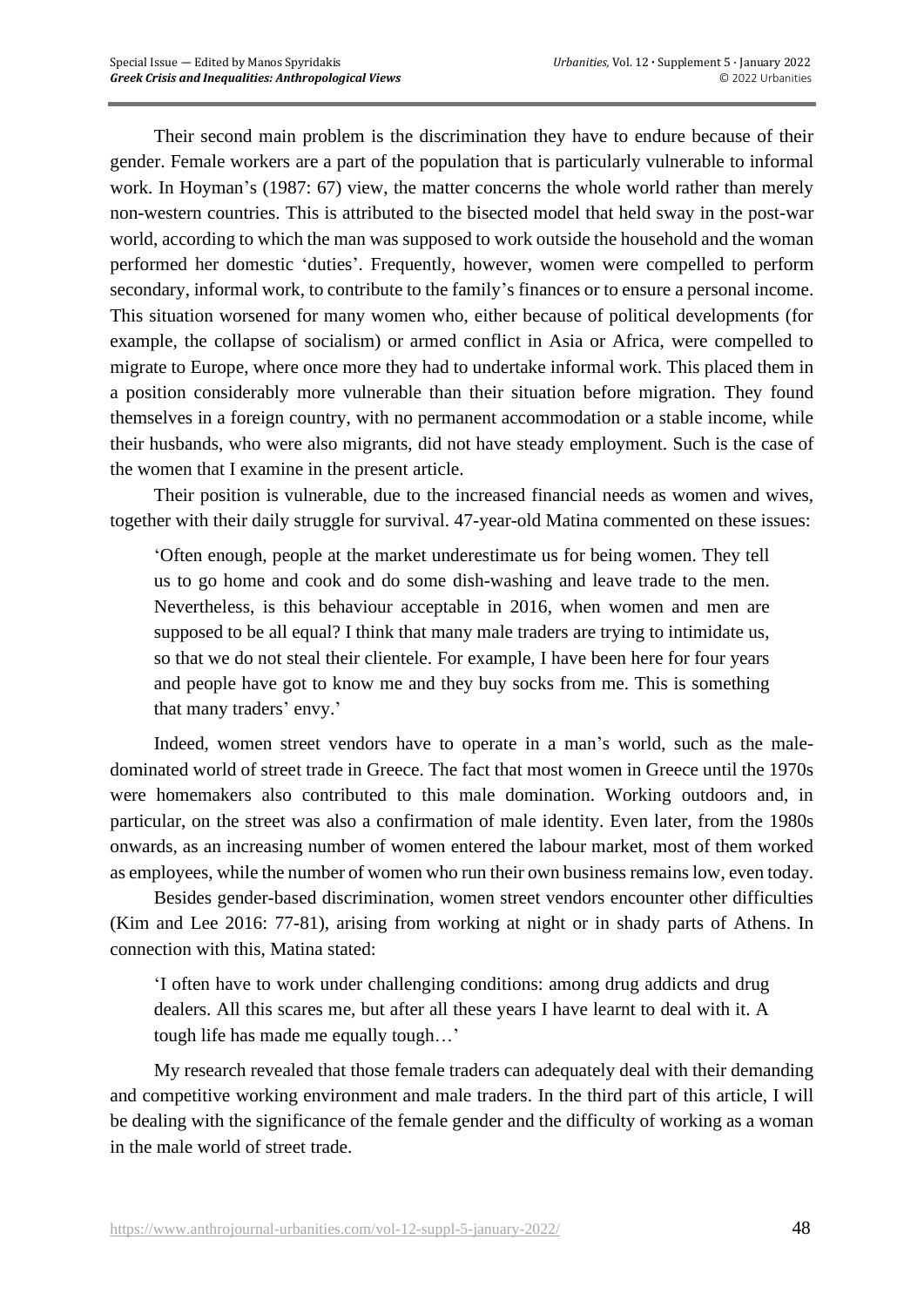Their second main problem is the discrimination they have to endure because of their gender. Female workers are a part of the population that is particularly vulnerable to informal work. In Hoyman's (1987: 67) view, the matter concerns the whole world rather than merely non-western countries. This is attributed to the bisected model that held sway in the post-war world, according to which the man was supposed to work outside the household and the woman performed her domestic 'duties'. Frequently, however, women were compelled to perform secondary, informal work, to contribute to the family's finances or to ensure a personal income. This situation worsened for many women who, either because of political developments (for example, the collapse of socialism) or armed conflict in Asia or Africa, were compelled to migrate to Europe, where once more they had to undertake informal work. This placed them in a position considerably more vulnerable than their situation before migration. They found themselves in a foreign country, with no permanent accommodation or a stable income, while their husbands, who were also migrants, did not have steady employment. Such is the case of the women that I examine in the present article.

Their position is vulnerable, due to the increased financial needs as women and wives, together with their daily struggle for survival. 47-year-old Matina commented on these issues:

> 'Often enough, people at the market underestimate us for being women. They tell us to go home and cook and do some dish-washing and leave trade to the men. Nevertheless, is this behaviour acceptable in 2016, when women and men are supposed to be all equal? I think that many male traders are trying to intimidate us, so that we do not steal their clientele. For example, I have been here for four years and people have got to know me and they buy socks from me. This is something that many traders' envy.'

Indeed, women street vendors have to operate in a man's world, such as the male-dominated world of street trade in Greece. The fact that most women in Greece until the 1970s were homemakers also contributed to this male domination. Working outdoors and, in particular, on the street was also a confirmation of male identity. Even later, from the 1980s onwards, as an increasing number of women entered the labour market, most of them worked as employees, while the number of women who run their own business remains low, even today.

Besides gender-based discrimination, women street vendors encounter other difficulties (Kim and Lee 2016: 77-81), arising from working at night or in shady parts of Athens. In connection with this, Matina stated:

> 'I often have to work under challenging conditions: among drug addicts and drug dealers. All this scares me, but after all these years I have learnt to deal with it. A tough life has made me equally tough…'

My research revealed that those female traders can adequately deal with their demanding and competitive working environment and male traders. In the third part of this article, I will be dealing with the significance of the female gender and the difficulty of working as a woman in the male world of street trade.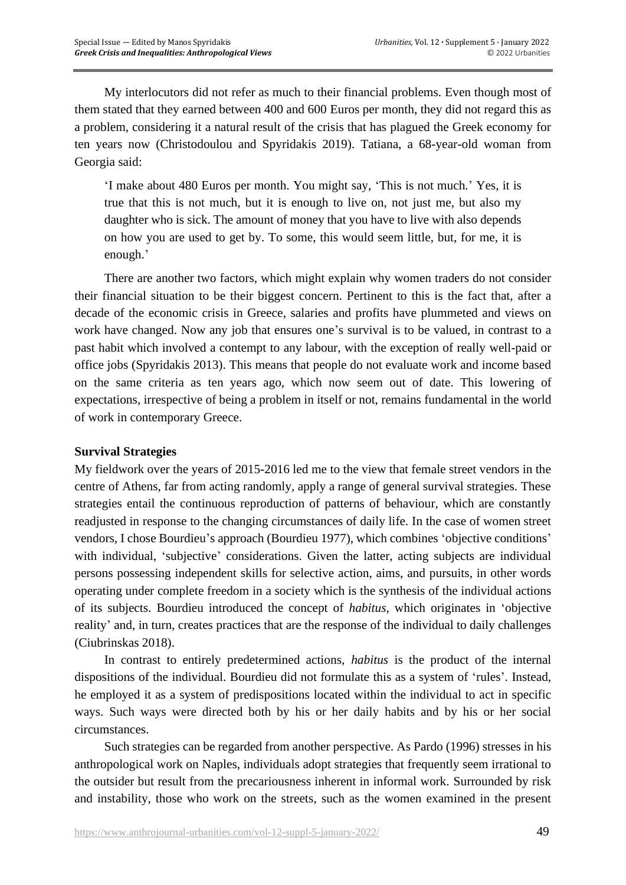My interlocutors did not refer as much to their financial problems. Even though most of them stated that they earned between 400 and 600 Euros per month, they did not regard this as a problem, considering it a natural result of the crisis that has plagued the Greek economy for ten years now (Christodoulou and Spyridakis 2019). Tatiana, a 68-year-old woman from Georgia said:

> 'I make about 480 Euros per month. You might say, 'This is not much.' Yes, it is true that this is not much, but it is enough to live on, not just me, but also my daughter who is sick. The amount of money that you have to live with also depends on how you are used to get by. To some, this would seem little, but, for me, it is enough.'

There are another two factors, which might explain why women traders do not consider their financial situation to be their biggest concern. Pertinent to this is the fact that, after a decade of the economic crisis in Greece, salaries and profits have plummeted and views on work have changed. Now any job that ensures one's survival is to be valued, in contrast to a past habit which involved a contempt to any labour, with the exception of really well-paid or office jobs (Spyridakis 2013). This means that people do not evaluate work and income based on the same criteria as ten years ago, which now seem out of date. This lowering of expectations, irrespective of being a problem in itself or not, remains fundamental in the world of work in contemporary Greece.

**Survival Strategies**

My fieldwork over the years of 2015-2016 led me to the view that female street vendors in the centre of Athens, far from acting randomly, apply a range of general survival strategies. These strategies entail the continuous reproduction of patterns of behaviour, which are constantly readjusted in response to the changing circumstances of daily life. In the case of women street vendors, I chose Bourdieu's approach (Bourdieu 1977), which combines 'objective conditions' with individual, 'subjective' considerations. Given the latter, acting subjects are individual persons possessing independent skills for selective action, aims, and pursuits, in other words operating under complete freedom in a society which is the synthesis of the individual actions of its subjects. Bourdieu introduced the concept of *habitus*, which originates in 'objective reality' and, in turn, creates practices that are the response of the individual to daily challenges (Ciubrinskas 2018).

In contrast to entirely predetermined actions, *habitus* is the product of the internal dispositions of the individual. Bourdieu did not formulate this as a system of 'rules'. Instead, he employed it as a system of predispositions located within the individual to act in specific ways. Such ways were directed both by his or her daily habits and by his or her social circumstances.

Such strategies can be regarded from another perspective. As Pardo (1996) stresses in his anthropological work on Naples, individuals adopt strategies that frequently seem irrational to the outsider but result from the precariousness inherent in informal work. Surrounded by risk and instability, those who work on the streets, such as the women examined in the present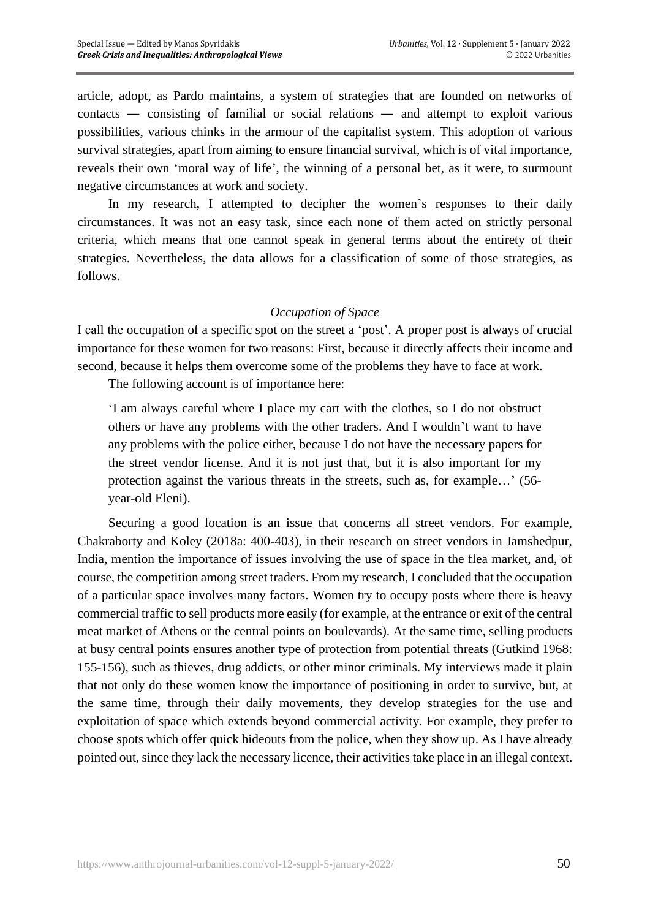article, adopt, as Pardo maintains, a system of strategies that are founded on networks of contacts — consisting of familial or social relations — and attempt to exploit various possibilities, various chinks in the armour of the capitalist system. This adoption of various survival strategies, apart from aiming to ensure financial survival, which is of vital importance, reveals their own 'moral way of life', the winning of a personal bet, as it were, to surmount negative circumstances at work and society.

In my research, I attempted to decipher the women's responses to their daily circumstances. It was not an easy task, since each none of them acted on strictly personal criteria, which means that one cannot speak in general terms about the entirety of their strategies. Nevertheless, the data allows for a classification of some of those strategies, as follows.

### *Occupation of Space*

I call the occupation of a specific spot on the street a 'post'. A proper post is always of crucial importance for these women for two reasons: First, because it directly affects their income and second, because it helps them overcome some of the problems they have to face at work.

The following account is of importance here:

> 'I am always careful where I place my cart with the clothes, so I do not obstruct others or have any problems with the other traders. And I wouldn't want to have any problems with the police either, because I do not have the necessary papers for the street vendor license. And it is not just that, but it is also important for my protection against the various threats in the streets, such as, for example…' (56-year-old Eleni).

Securing a good location is an issue that concerns all street vendors. For example, Chakraborty and Koley (2018a: 400-403), in their research on street vendors in Jamshedpur, India, mention the importance of issues involving the use of space in the flea market, and, of course, the competition among street traders. From my research, I concluded that the occupation of a particular space involves many factors. Women try to occupy posts where there is heavy commercial traffic to sell products more easily (for example, at the entrance or exit of the central meat market of Athens or the central points on boulevards). At the same time, selling products at busy central points ensures another type of protection from potential threats (Gutkind 1968: 155-156), such as thieves, drug addicts, or other minor criminals. My interviews made it plain that not only do these women know the importance of positioning in order to survive, but, at the same time, through their daily movements, they develop strategies for the use and exploitation of space which extends beyond commercial activity. For example, they prefer to choose spots which offer quick hideouts from the police, when they show up. As I have already pointed out, since they lack the necessary licence, their activities take place in an illegal context.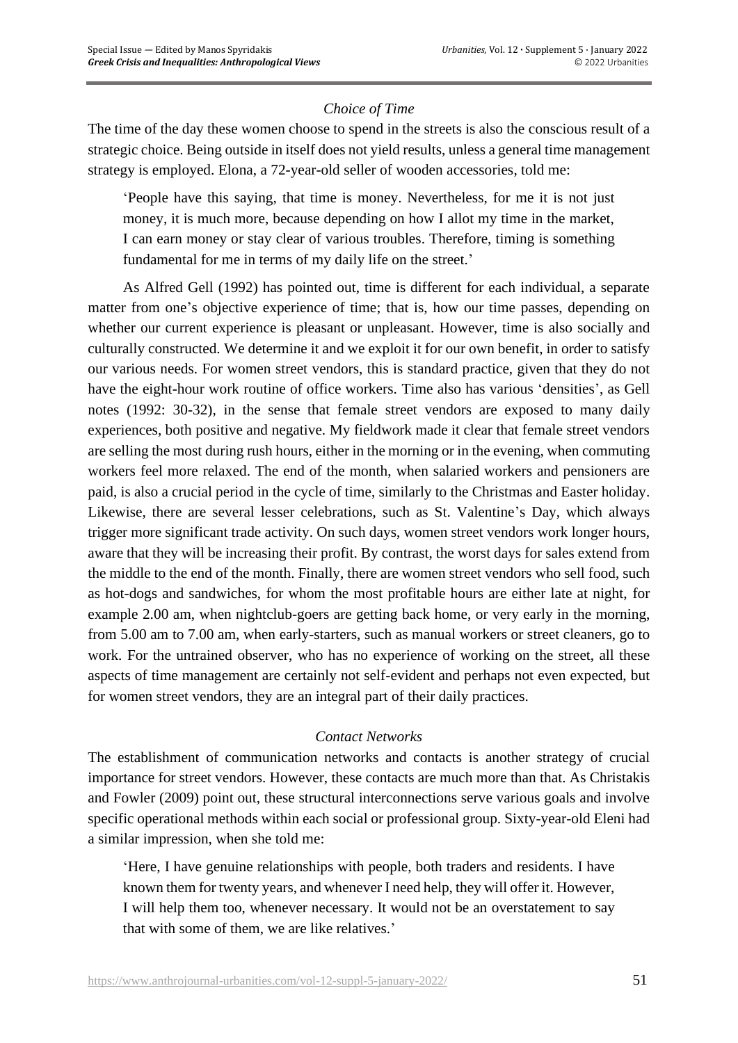### *Choice of Time*

The time of the day these women choose to spend in the streets is also the conscious result of a strategic choice. Being outside in itself does not yield results, unless a general time management strategy is employed. Elona, a 72-year-old seller of wooden accessories, told me:

> 'People have this saying, that time is money. Nevertheless, for me it is not just money, it is much more, because depending on how I allot my time in the market, I can earn money or stay clear of various troubles. Therefore, timing is something fundamental for me in terms of my daily life on the street.'

As Alfred Gell (1992) has pointed out, time is different for each individual, a separate matter from one's objective experience of time; that is, how our time passes, depending on whether our current experience is pleasant or unpleasant. However, time is also socially and culturally constructed. We determine it and we exploit it for our own benefit, in order to satisfy our various needs. For women street vendors, this is standard practice, given that they do not have the eight-hour work routine of office workers. Time also has various 'densities', as Gell notes (1992: 30-32), in the sense that female street vendors are exposed to many daily experiences, both positive and negative. My fieldwork made it clear that female street vendors are selling the most during rush hours, either in the morning or in the evening, when commuting workers feel more relaxed. The end of the month, when salaried workers and pensioners are paid, is also a crucial period in the cycle of time, similarly to the Christmas and Easter holiday. Likewise, there are several lesser celebrations, such as St. Valentine's Day, which always trigger more significant trade activity. On such days, women street vendors work longer hours, aware that they will be increasing their profit. By contrast, the worst days for sales extend from the middle to the end of the month. Finally, there are women street vendors who sell food, such as hot-dogs and sandwiches, for whom the most profitable hours are either late at night, for example 2.00 am, when nightclub-goers are getting back home, or very early in the morning, from 5.00 am to 7.00 am, when early-starters, such as manual workers or street cleaners, go to work. For the untrained observer, who has no experience of working on the street, all these aspects of time management are certainly not self-evident and perhaps not even expected, but for women street vendors, they are an integral part of their daily practices.

### *Contact Networks*

The establishment of communication networks and contacts is another strategy of crucial importance for street vendors. However, these contacts are much more than that. As Christakis and Fowler (2009) point out, these structural interconnections serve various goals and involve specific operational methods within each social or professional group. Sixty-year-old Eleni had a similar impression, when she told me:

> 'Here, I have genuine relationships with people, both traders and residents. I have known them for twenty years, and whenever I need help, they will offer it. However, I will help them too, whenever necessary. It would not be an overstatement to say that with some of them, we are like relatives.'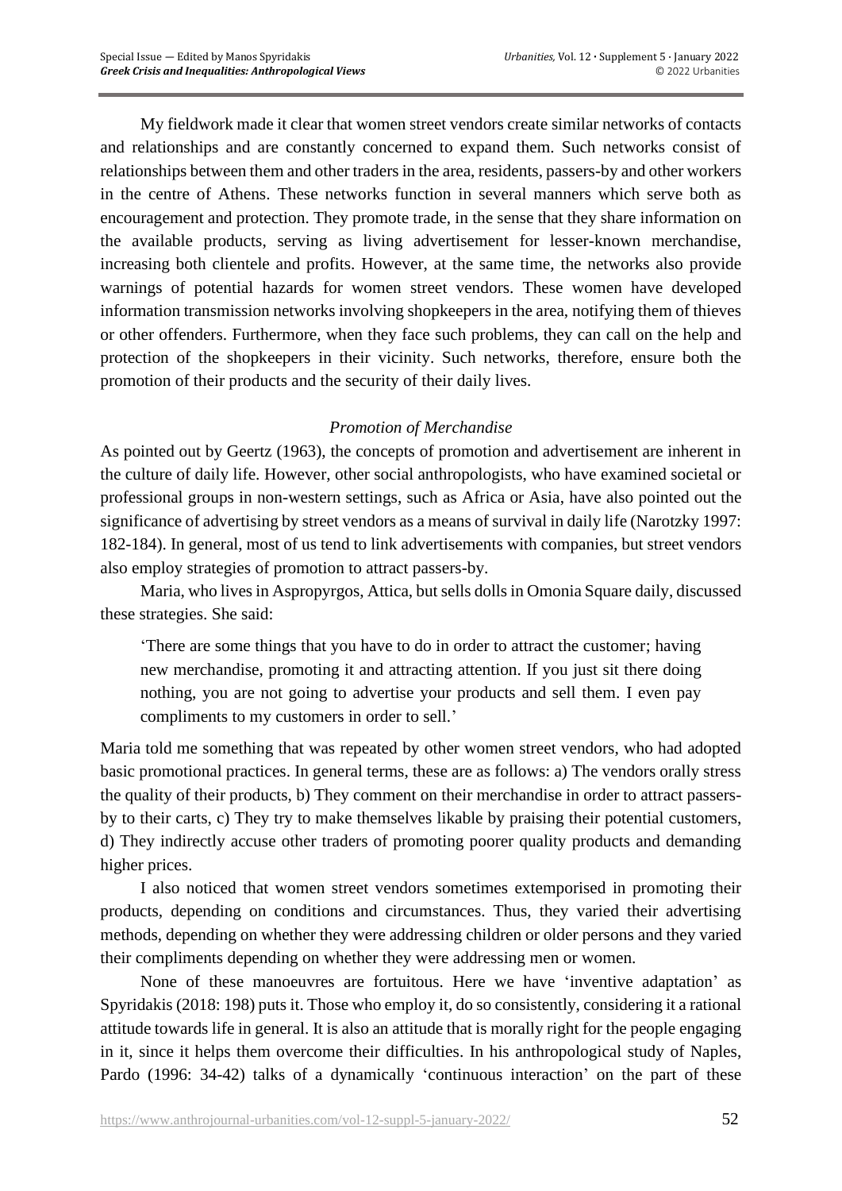My fieldwork made it clear that women street vendors create similar networks of contacts and relationships and are constantly concerned to expand them. Such networks consist of relationships between them and other traders in the area, residents, passers-by and other workers in the centre of Athens. These networks function in several manners which serve both as encouragement and protection. They promote trade, in the sense that they share information on the available products, serving as living advertisement for lesser-known merchandise, increasing both clientele and profits. However, at the same time, the networks also provide warnings of potential hazards for women street vendors. These women have developed information transmission networks involving shopkeepers in the area, notifying them of thieves or other offenders. Furthermore, when they face such problems, they can call on the help and protection of the shopkeepers in their vicinity. Such networks, therefore, ensure both the promotion of their products and the security of their daily lives.

### *Promotion of Merchandise*

As pointed out by Geertz (1963), the concepts of promotion and advertisement are inherent in the culture of daily life. However, other social anthropologists, who have examined societal or professional groups in non-western settings, such as Africa or Asia, have also pointed out the significance of advertising by street vendors as a means of survival in daily life (Narotzky 1997: 182-184). In general, most of us tend to link advertisements with companies, but street vendors also employ strategies of promotion to attract passers-by.

Maria, who lives in Aspropyrgos, Attica, but sells dolls in Omonia Square daily, discussed these strategies. She said:

> 'There are some things that you have to do in order to attract the customer; having new merchandise, promoting it and attracting attention. If you just sit there doing nothing, you are not going to advertise your products and sell them. I even pay compliments to my customers in order to sell.'

Maria told me something that was repeated by other women street vendors, who had adopted basic promotional practices. In general terms, these are as follows: a) The vendors orally stress the quality of their products, b) They comment on their merchandise in order to attract passers-by to their carts, c) They try to make themselves likable by praising their potential customers, d) They indirectly accuse other traders of promoting poorer quality products and demanding higher prices.

I also noticed that women street vendors sometimes extemporised in promoting their products, depending on conditions and circumstances. Thus, they varied their advertising methods, depending on whether they were addressing children or older persons and they varied their compliments depending on whether they were addressing men or women.

None of these manoeuvres are fortuitous. Here we have 'inventive adaptation' as Spyridakis (2018: 198) puts it. Those who employ it, do so consistently, considering it a rational attitude towards life in general. It is also an attitude that is morally right for the people engaging in it, since it helps them overcome their difficulties. In his anthropological study of Naples, Pardo (1996: 34-42) talks of a dynamically 'continuous interaction' on the part of these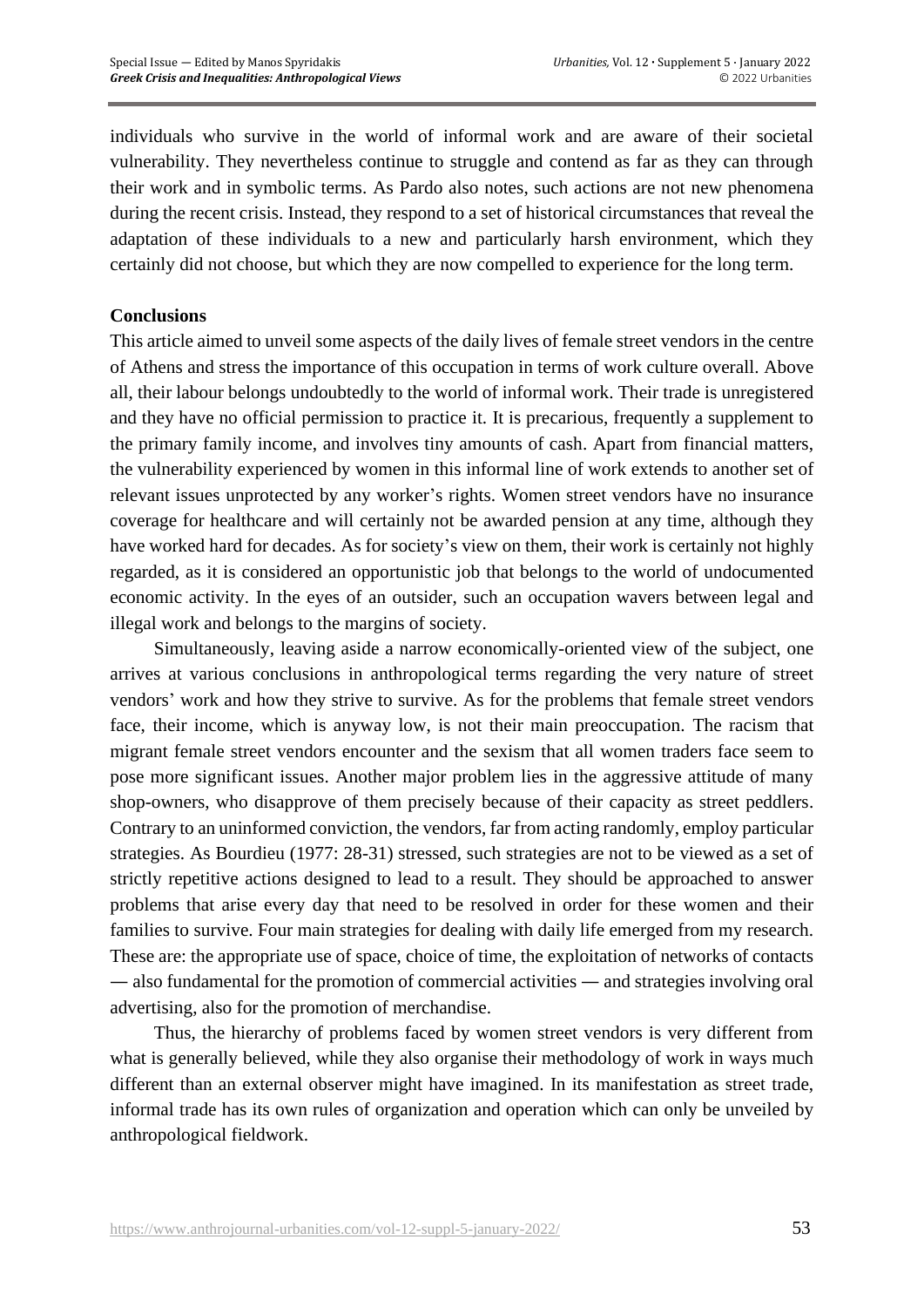individuals who survive in the world of informal work and are aware of their societal vulnerability. They nevertheless continue to struggle and contend as far as they can through their work and in symbolic terms. As Pardo also notes, such actions are not new phenomena during the recent crisis. Instead, they respond to a set of historical circumstances that reveal the adaptation of these individuals to a new and particularly harsh environment, which they certainly did not choose, but which they are now compelled to experience for the long term.

## Conclusions

This article aimed to unveil some aspects of the daily lives of female street vendors in the centre of Athens and stress the importance of this occupation in terms of work culture overall. Above all, their labour belongs undoubtedly to the world of informal work. Their trade is unregistered and they have no official permission to practice it. It is precarious, frequently a supplement to the primary family income, and involves tiny amounts of cash. Apart from financial matters, the vulnerability experienced by women in this informal line of work extends to another set of relevant issues unprotected by any worker's rights. Women street vendors have no insurance coverage for healthcare and will certainly not be awarded pension at any time, although they have worked hard for decades. As for society's view on them, their work is certainly not highly regarded, as it is considered an opportunistic job that belongs to the world of undocumented economic activity. In the eyes of an outsider, such an occupation wavers between legal and illegal work and belongs to the margins of society.

Simultaneously, leaving aside a narrow economically-oriented view of the subject, one arrives at various conclusions in anthropological terms regarding the very nature of street vendors' work and how they strive to survive. As for the problems that female street vendors face, their income, which is anyway low, is not their main preoccupation. The racism that migrant female street vendors encounter and the sexism that all women traders face seem to pose more significant issues. Another major problem lies in the aggressive attitude of many shop-owners, who disapprove of them precisely because of their capacity as street peddlers. Contrary to an uninformed conviction, the vendors, far from acting randomly, employ particular strategies. As Bourdieu (1977: 28-31) stressed, such strategies are not to be viewed as a set of strictly repetitive actions designed to lead to a result. They should be approached to answer problems that arise every day that need to be resolved in order for these women and their families to survive. Four main strategies for dealing with daily life emerged from my research. These are: the appropriate use of space, choice of time, the exploitation of networks of contacts — also fundamental for the promotion of commercial activities — and strategies involving oral advertising, also for the promotion of merchandise.

Thus, the hierarchy of problems faced by women street vendors is very different from what is generally believed, while they also organise their methodology of work in ways much different than an external observer might have imagined. In its manifestation as street trade, informal trade has its own rules of organization and operation which can only be unveiled by anthropological fieldwork.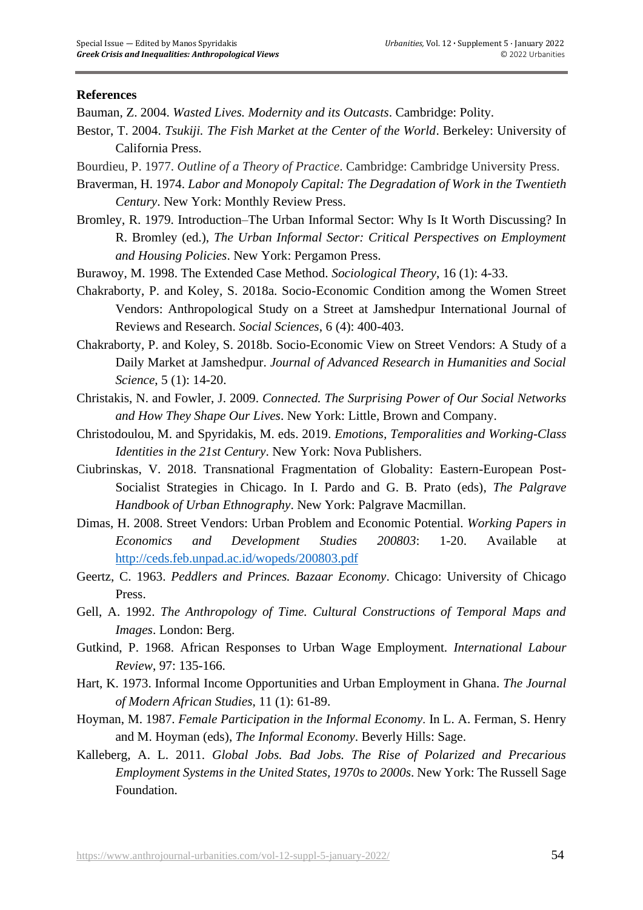## References

Bauman, Z. 2004. *Wasted Lives. Modernity and its Outcasts*. Cambridge: Polity.

Bestor, T. 2004. *Tsukiji. The Fish Market at the Center of the World*. Berkeley: University of California Press.

Bourdieu, P. 1977. *Outline of a Theory of Practice*. Cambridge: Cambridge University Press.

Braverman, H. 1974. *Labor and Monopoly Capital: The Degradation of Work in the Twentieth Century*. New York: Monthly Review Press.

Bromley, R. 1979. Introduction–The Urban Informal Sector: Why Is It Worth Discussing? In R. Bromley (ed.), *The Urban Informal Sector: Critical Perspectives on Employment and Housing Policies*. New York: Pergamon Press.

Burawoy, M. 1998. The Extended Case Method. *Sociological Theory*, 16 (1): 4-33.

Chakraborty, P. and Koley, S. 2018a. Socio-Economic Condition among the Women Street Vendors: Anthropological Study on a Street at Jamshedpur International Journal of Reviews and Research. *Social Sciences*, 6 (4): 400-403.

Chakraborty, P. and Koley, S. 2018b. Socio-Economic View on Street Vendors: A Study of a Daily Market at Jamshedpur. *Journal of Advanced Research in Humanities and Social Science*, 5 (1): 14-20.

Christakis, N. and Fowler, J. 2009. *Connected. The Surprising Power of Our Social Networks and How They Shape Our Lives*. New York: Little, Brown and Company.

Christodoulou, M. and Spyridakis, M. eds. 2019. *Emotions, Temporalities and Working-Class Identities in the 21st Century*. New York: Nova Publishers.

Ciubrinskas, V. 2018. Transnational Fragmentation of Globality: Eastern-European Post-Socialist Strategies in Chicago. In I. Pardo and G. B. Prato (eds), *The Palgrave Handbook of Urban Ethnography*. New York: Palgrave Macmillan.

Dimas, H. 2008. Street Vendors: Urban Problem and Economic Potential. *Working Papers in Economics and Development Studies 200803*: 1-20. Available at http://ceds.feb.unpad.ac.id/wopeds/200803.pdf

Geertz, C. 1963. *Peddlers and Princes. Bazaar Economy*. Chicago: University of Chicago Press.

Gell, A. 1992. *The Anthropology of Time. Cultural Constructions of Temporal Maps and Images*. London: Berg.

Gutkind, P. 1968. African Responses to Urban Wage Employment. *International Labour Review*, 97: 135-166.

Hart, K. 1973. Informal Income Opportunities and Urban Employment in Ghana. *The Journal of Modern African Studies*, 11 (1): 61-89.

Hoyman, M. 1987. *Female Participation in the Informal Economy*. In L. A. Ferman, S. Henry and M. Hoyman (eds), *The Informal Economy*. Beverly Hills: Sage.

Kalleberg, A. L. 2011. *Global Jobs. Bad Jobs. The Rise of Polarized and Precarious Employment Systems in the United States, 1970s to 2000s*. New York: The Russell Sage Foundation.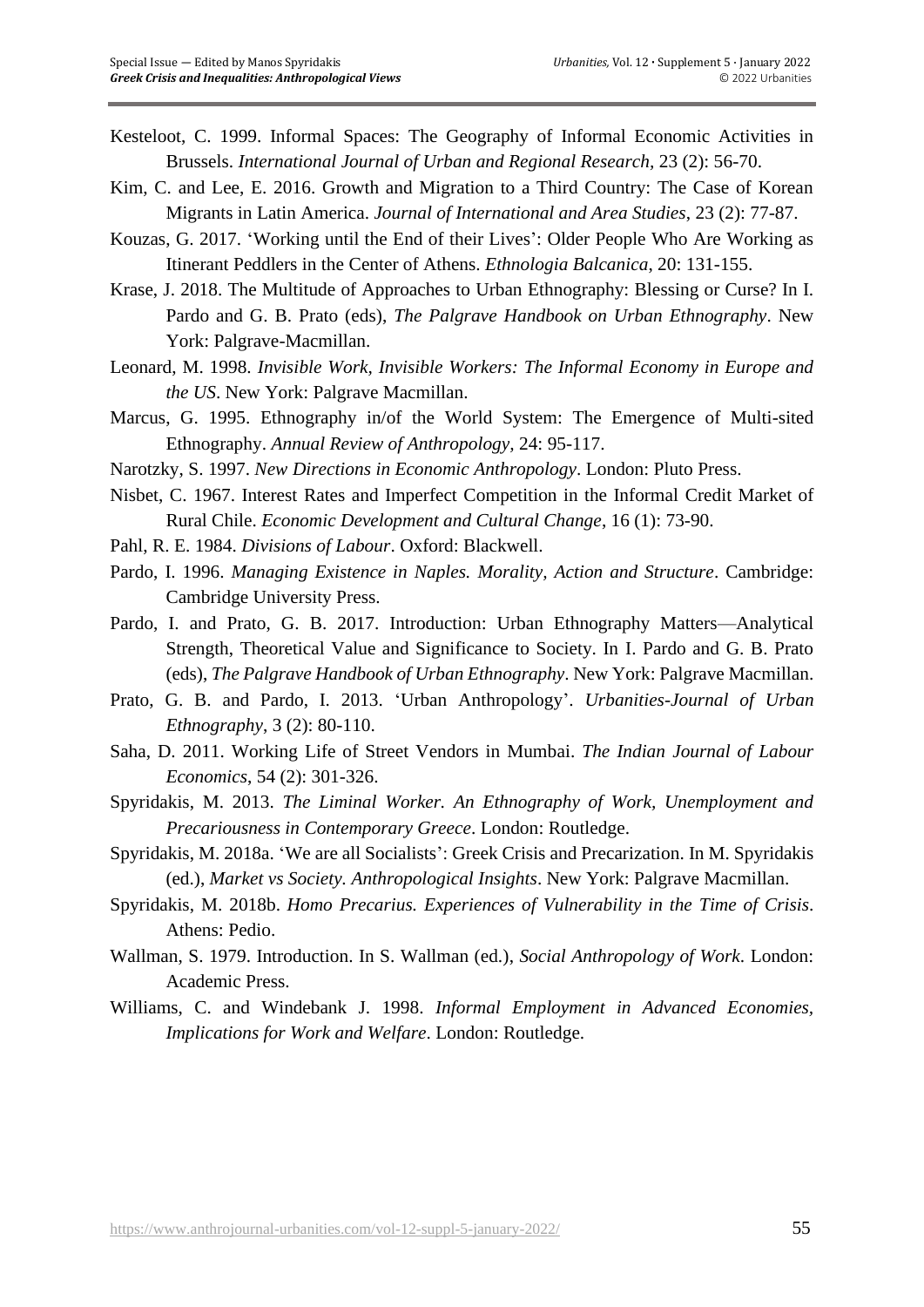Kesteloot, C. 1999. Informal Spaces: The Geography of Informal Economic Activities in Brussels. *International Journal of Urban and Regional Research,* 23 (2): 56-70.

Kim, C. and Lee, E. 2016. Growth and Migration to a Third Country: The Case of Korean Migrants in Latin America. *Journal of International and Area Studies*, 23 (2): 77-87.

Kouzas, G. 2017. 'Working until the End of their Lives': Older People Who Are Working as Itinerant Peddlers in the Center of Athens. *Ethnologia Balcanica*, 20: 131-155.

Krase, J. 2018. The Multitude of Approaches to Urban Ethnography: Blessing or Curse? In I. Pardo and G. B. Prato (eds), *The Palgrave Handbook on Urban Ethnography*. New York: Palgrave-Macmillan.

Leonard, M. 1998. *Invisible Work, Invisible Workers: The Informal Economy in Europe and the US*. New York: Palgrave Macmillan.

Marcus, G. 1995. Ethnography in/of the World System: The Emergence of Multi-sited Ethnography. *Annual Review of Anthropology,* 24: 95-117.

Narotzky, S. 1997. *New Directions in Economic Anthropology*. London: Pluto Press.

Nisbet, C. 1967. Interest Rates and Imperfect Competition in the Informal Credit Market of Rural Chile. *Economic Development and Cultural Change*, 16 (1): 73-90.

Pahl, R. E. 1984. *Divisions of Labour*. Oxford: Blackwell.

Pardo, I. 1996. *Managing Existence in Naples. Morality, Action and Structure*. Cambridge: Cambridge University Press.

Pardo, I. and Prato, G. B. 2017. Introduction: Urban Ethnography Matters—Analytical Strength, Theoretical Value and Significance to Society. In I. Pardo and G. B. Prato (eds), *The Palgrave Handbook of Urban Ethnography*. New York: Palgrave Macmillan.

Prato, G. B. and Pardo, I. 2013. 'Urban Anthropology'. *Urbanities-Journal of Urban Ethnography,* 3 (2): 80-110.

Saha, D. 2011. Working Life of Street Vendors in Mumbai. *The Indian Journal of Labour Economics*, 54 (2): 301-326.

Spyridakis, M. 2013. *The Liminal Worker. An Ethnography of Work, Unemployment and Precariousness in Contemporary Greece*. London: Routledge.

Spyridakis, M. 2018a. 'We are all Socialists': Greek Crisis and Precarization. In M. Spyridakis (ed.), *Market vs Society. Anthropological Insights*. New York: Palgrave Macmillan.

Spyridakis, M. 2018b. *Homo Precarius. Experiences of Vulnerability in the Time of Crisis*. Athens: Pedio.

Wallman, S. 1979. Introduction. In S. Wallman (ed.), *Social Anthropology of Work*. London: Academic Press.

Williams, C. and Windebank J. 1998. *Informal Employment in Advanced Economies, Implications for Work and Welfare*. London: Routledge.